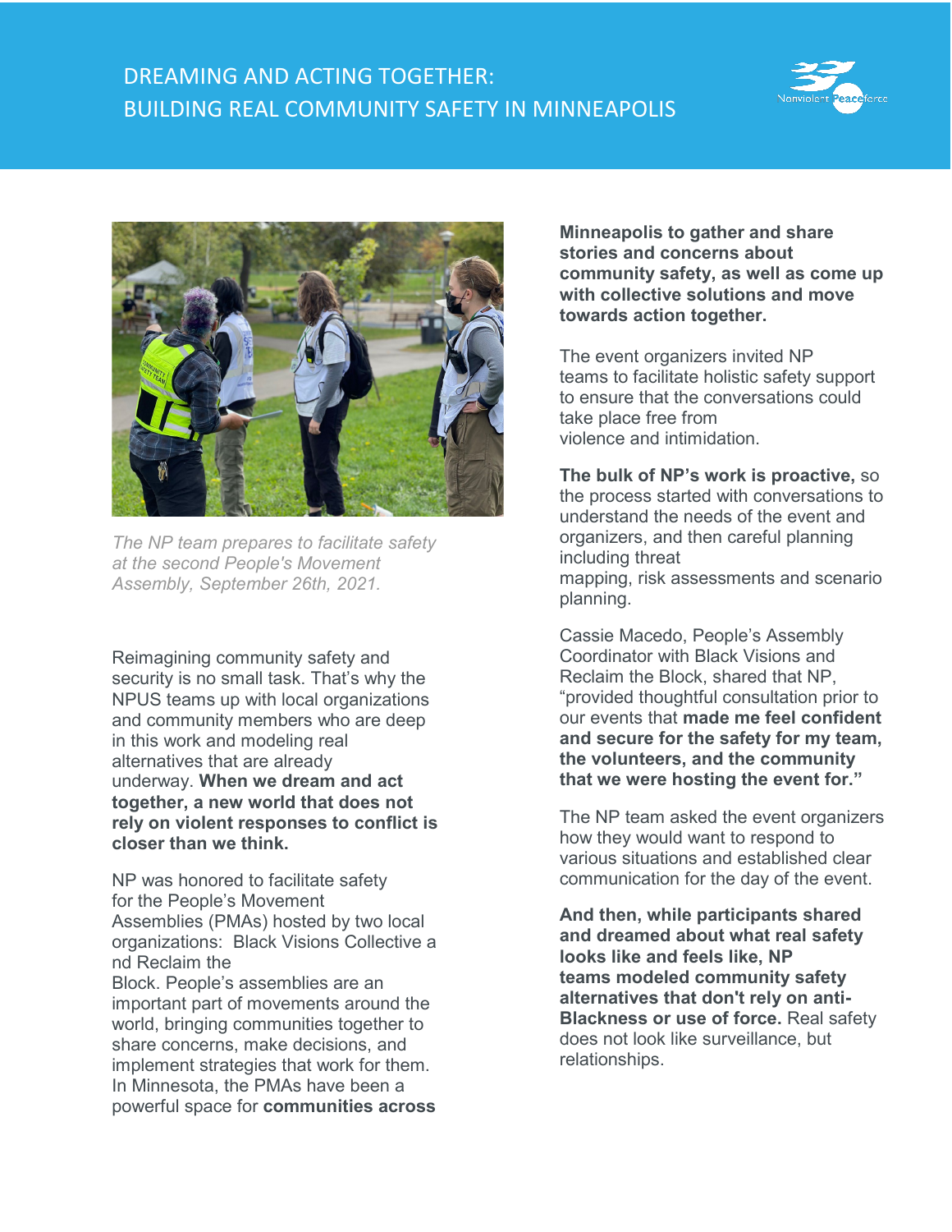# DREAMING AND ACTING TOGETHER: BUILDING REAL COMMUNITY SAFETY IN MINNEAPOLIS

*The NP team prepares to facilitate safety at the second People's Movement Assembly, September 26th, 2021.*

Reimagining community safety and security is no small task. That's why the NPUS teams up with local organizations and community members who are deep in this work and modeling real alternatives that are already underway. **When we dream and act together, a new world that does not rely on violent responses to conflict is closer than we think.**

NP was honored to facilitate safety for the People's Movement Assemblies (PMAs) hosted by two local organizations: Black Visions Collective and Reclaim the Block. People's assemblies are an important part of movements around the world, bringing communities together to share concerns, make decisions, and implement strategies that work for them. In Minnesota, the PMAs have been a powerful space for **communities across Minneapolis to gather and share stories and concerns about community safety, as well as come up with collective solutions and move towards action together.**

The event organizers invited NP teams to facilitate holistic safety support to ensure that the conversations could take place free from violence and intimidation.

**The bulk of NP's work is proactive,** so the process started with conversations to understand the needs of the event and organizers, and then careful planning including threat mapping, risk assessments and scenario planning.

Cassie Macedo, People's Assembly Coordinator with Black Visions and Reclaim the Block, shared that NP, "provided thoughtful consultation prior to our events that **made me feel confident and secure for the safety for my team, the volunteers, and the community that we were hosting the event for."**

The NP team asked the event organizers how they would want to respond to various situations and established clear communication for the day of the event.

**And then, while participants shared and dreamed about what real safety looks like and feels like, NP teams modeled community safety alternatives that don't rely on anti-Blackness or use of force.** Real safety does not look like surveillance, but relationships.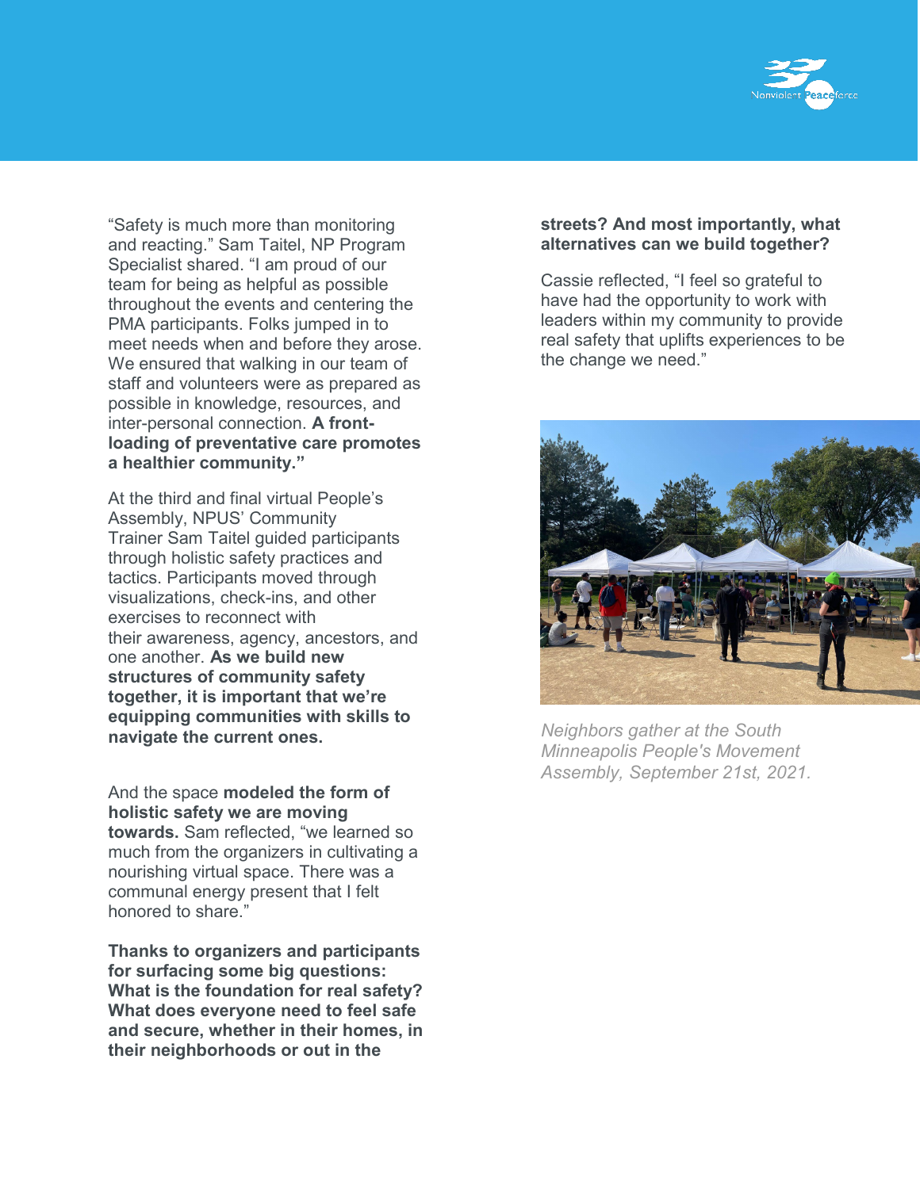"Safety is much more than monitoring and reacting." Sam Taitel, NP Program Specialist shared. "I am proud of our team for being as helpful as possible throughout the events and centering the PMA participants. Folks jumped in to meet needs when and before they arose. We ensured that walking in our team of staff and volunteers were as prepared as possible in knowledge, resources, and inter-personal connection. **A front-loading of preventative care promotes a healthier community."**

At the third and final virtual People's Assembly, NPUS' Community Trainer Sam Taitel guided participants through holistic safety practices and tactics. Participants moved through visualizations, check-ins, and other exercises to reconnect with their awareness, agency, ancestors, and one another. **As we build new structures of community safety together, it is important that we're equipping communities with skills to navigate the current ones.**

And the space **modeled the form of holistic safety we are moving towards.** Sam reflected, "we learned so much from the organizers in cultivating a nourishing virtual space. There was a communal energy present that I felt honored to share."

**Thanks to organizers and participants for surfacing some big questions: What is the foundation for real safety? What does everyone need to feel safe and secure, whether in their homes, in their neighborhoods or out in the streets? And most importantly, what alternatives can we build together?**

Cassie reflected, "I feel so grateful to have had the opportunity to work with leaders within my community to provide real safety that uplifts experiences to be the change we need."

*Neighbors gather at the South Minneapolis People's Movement Assembly, September 21st, 2021.*